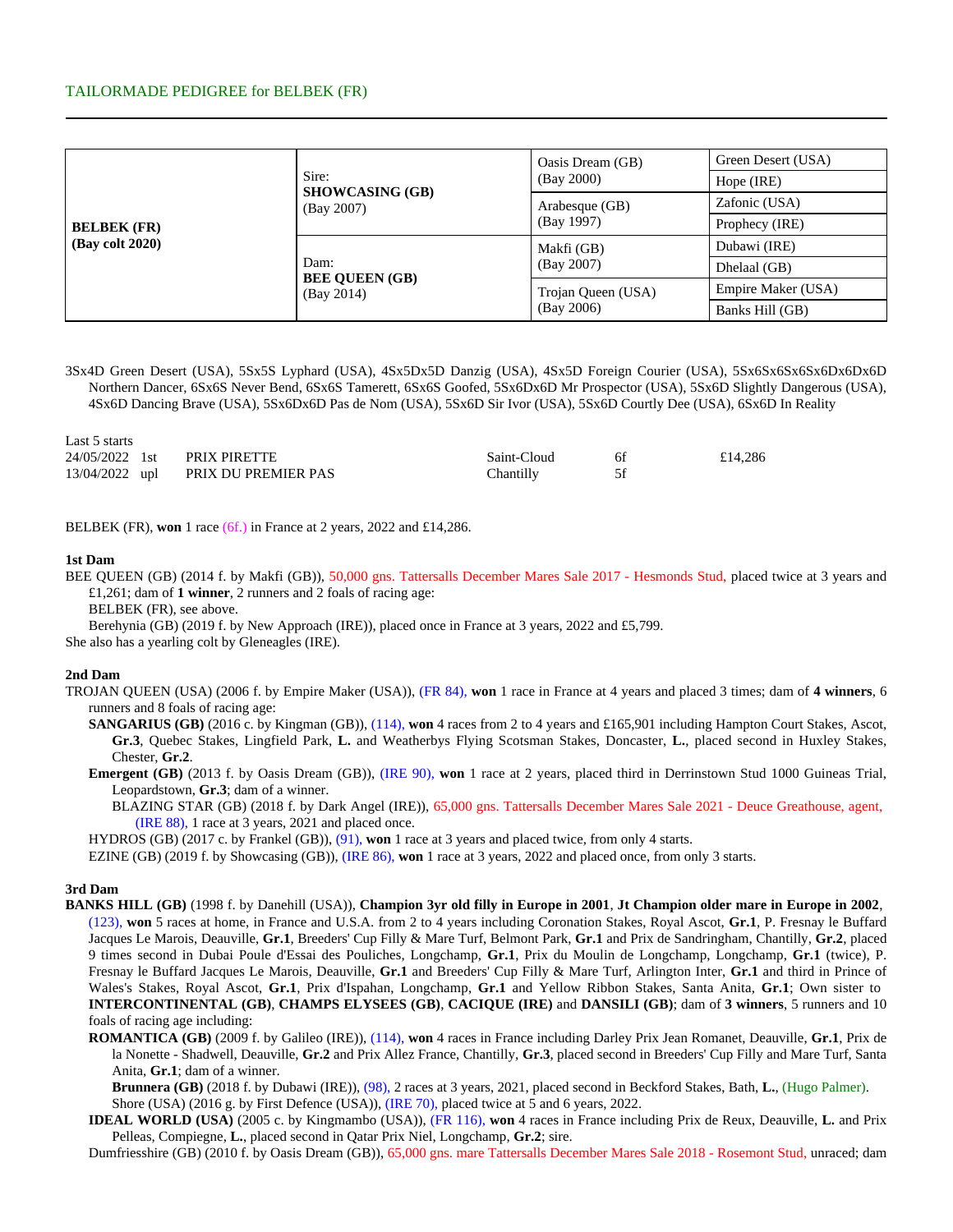TAILORMADE PEDIGREE for BELBEK (FR)

| | | | |
|---|---|---|---|
| **BELBEK (FR)** **(Bay colt 2020)** | Sire: **SHOWCASING (GB)** (Bay 2007) | Oasis Dream (GB) (Bay 2000) | Green Desert (USA) |
| | | | Hope (IRE) |
| | | Arabesque (GB) (Bay 1997) | Zafonic (USA) |
| | | | Prophecy (IRE) |
| | Dam: **BEE QUEEN (GB)** (Bay 2014) | Makfi (GB) (Bay 2007) | Dubawi (IRE) |
| | | | Dhelaal (GB) |
| | | Trojan Queen (USA) (Bay 2006) | Empire Maker (USA) |
| | | | Banks Hill (GB) |

3Sx4D Green Desert (USA), 5Sx5S Lyphard (USA), 4Sx5Dx5D Danzig (USA), 4Sx5D Foreign Courier (USA), 5Sx6Sx6Sx6Sx6Dx6Dx6D Northern Dancer, 6Sx6S Never Bend, 6Sx6S Tamerett, 6Sx6S Goofed, 5Sx6Dx6D Mr Prospector (USA), 5Sx6D Slightly Dangerous (USA), 4Sx6D Dancing Brave (USA), 5Sx6Dx6D Pas de Nom (USA), 5Sx6D Sir Ivor (USA), 5Sx6D Courtly Dee (USA), 6Sx6D In Reality

Last 5 starts

| | | | | | |
|---|---|---|---|---|---|
| 24/05/2022 | 1st | PRIX PIRETTE | Saint-Cloud | 6f | £14,286 |
| 13/04/2022 | upl | PRIX DU PREMIER PAS | Chantilly | 5f | |

BELBEK (FR), **won** 1 race (6f.) in France at 2 years, 2022 and £14,286.

**1st Dam**

BEE QUEEN (GB) (2014 f. by Makfi (GB)), 50,000 gns. Tattersalls December Mares Sale 2017 - Hesmonds Stud, placed twice at 3 years and £1,261; dam of **1 winner**, 2 runners and 2 foals of racing age:

BELBEK (FR), see above.

Berehynia (GB) (2019 f. by New Approach (IRE)), placed once in France at 3 years, 2022 and £5,799.

She also has a yearling colt by Gleneagles (IRE).

**2nd Dam**

TROJAN QUEEN (USA) (2006 f. by Empire Maker (USA)), (FR 84), **won** 1 race in France at 4 years and placed 3 times; dam of **4 winners**, 6 runners and 8 foals of racing age:

**SANGARIUS (GB)** (2016 c. by Kingman (GB)), (114), **won** 4 races from 2 to 4 years and £165,901 including Hampton Court Stakes, Ascot, **Gr.3**, Quebec Stakes, Lingfield Park, **L.** and Weatherbys Flying Scotsman Stakes, Doncaster, **L.**, placed second in Huxley Stakes, Chester, **Gr.2**.

**Emergent (GB)** (2013 f. by Oasis Dream (GB)), (IRE 90), **won** 1 race at 2 years, placed third in Derrinstown Stud 1000 Guineas Trial, Leopardstown, **Gr.3**; dam of a winner.

BLAZING STAR (GB) (2018 f. by Dark Angel (IRE)), 65,000 gns. Tattersalls December Mares Sale 2021 - Deuce Greathouse, agent, (IRE 88), 1 race at 3 years, 2021 and placed once.

HYDROS (GB) (2017 c. by Frankel (GB)), (91), **won** 1 race at 3 years and placed twice, from only 4 starts.

EZINE (GB) (2019 f. by Showcasing (GB)), (IRE 86), **won** 1 race at 3 years, 2022 and placed once, from only 3 starts.

**3rd Dam**

**BANKS HILL (GB)** (1998 f. by Danehill (USA)), **Champion 3yr old filly in Europe in 2001**, **Jt Champion older mare in Europe in 2002**, (123), **won** 5 races at home, in France and U.S.A. from 2 to 4 years including Coronation Stakes, Royal Ascot, **Gr.1**, P. Fresnay le Buffard Jacques Le Marois, Deauville, **Gr.1**, Breeders' Cup Filly & Mare Turf, Belmont Park, **Gr.1** and Prix de Sandringham, Chantilly, **Gr.2**, placed 9 times second in Dubai Poule d'Essai des Pouliches, Longchamp, **Gr.1**, Prix du Moulin de Longchamp, Longchamp, **Gr.1** (twice), P. Fresnay le Buffard Jacques Le Marois, Deauville, **Gr.1** and Breeders' Cup Filly & Mare Turf, Arlington Inter, **Gr.1** and third in Prince of Wales's Stakes, Royal Ascot, **Gr.1**, Prix d'Ispahan, Longchamp, **Gr.1** and Yellow Ribbon Stakes, Santa Anita, **Gr.1**; Own sister to **INTERCONTINENTAL (GB)**, **CHAMPS ELYSEES (GB)**, **CACIQUE (IRE)** and **DANSILI (GB)**; dam of **3 winners**, 5 runners and 10 foals of racing age including:

**ROMANTICA (GB)** (2009 f. by Galileo (IRE)), (114), **won** 4 races in France including Darley Prix Jean Romanet, Deauville, **Gr.1**, Prix de la Nonette - Shadwell, Deauville, **Gr.2** and Prix Allez France, Chantilly, **Gr.3**, placed second in Breeders' Cup Filly and Mare Turf, Santa Anita, **Gr.1**; dam of a winner.

**Brunnera (GB)** (2018 f. by Dubawi (IRE)), (98), 2 races at 3 years, 2021, placed second in Beckford Stakes, Bath, **L.**, (Hugo Palmer).

Shore (USA) (2016 g. by First Defence (USA)), (IRE 70), placed twice at 5 and 6 years, 2022.

**IDEAL WORLD (USA)** (2005 c. by Kingmambo (USA)), (FR 116), **won** 4 races in France including Prix de Reux, Deauville, **L.** and Prix Pelleas, Compiegne, **L.**, placed second in Qatar Prix Niel, Longchamp, **Gr.2**; sire.

Dumfriesshire (GB) (2010 f. by Oasis Dream (GB)), 65,000 gns. mare Tattersalls December Mares Sale 2018 - Rosemont Stud, unraced; dam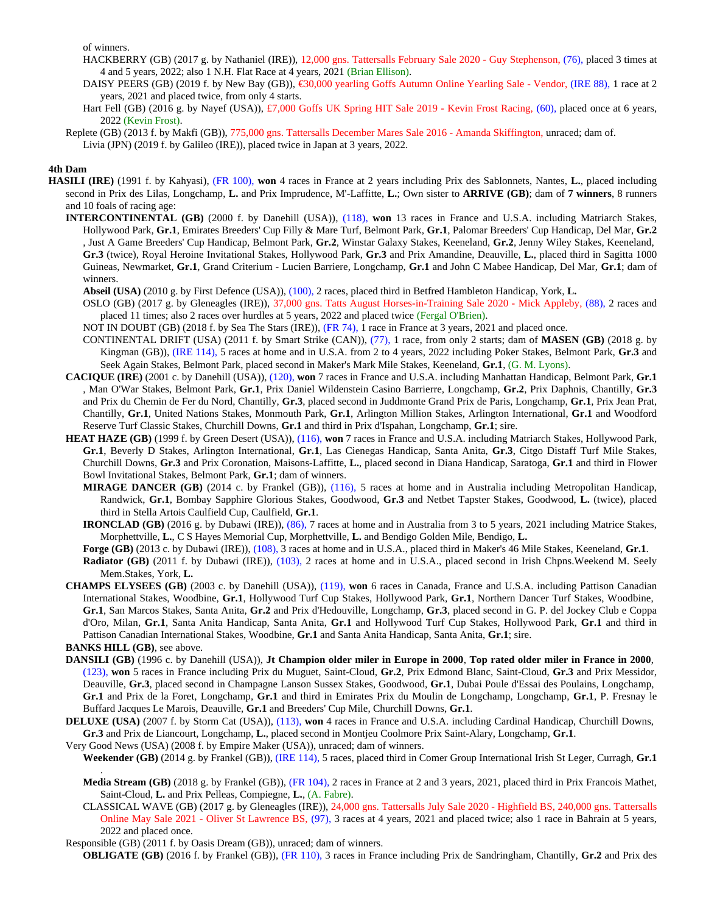of winners.

HACKBERRY (GB) (2017 g. by Nathaniel (IRE)), 12,000 gns. Tattersalls February Sale 2020 - Guy Stephenson, (76), placed 3 times at 4 and 5 years, 2022; also 1 N.H. Flat Race at 4 years, 2021 (Brian Ellison).

DAISY PEERS (GB) (2019 f. by New Bay (GB)), €30,000 yearling Goffs Autumn Online Yearling Sale - Vendor, (IRE 88), 1 race at 2 years, 2021 and placed twice, from only 4 starts.

Hart Fell (GB) (2016 g. by Nayef (USA)), £7,000 Goffs UK Spring HIT Sale 2019 - Kevin Frost Racing, (60), placed once at 6 years, 2022 (Kevin Frost).

Replete (GB) (2013 f. by Makfi (GB)), 775,000 gns. Tattersalls December Mares Sale 2016 - Amanda Skiffington, unraced; dam of.

Livia (JPN) (2019 f. by Galileo (IRE)), placed twice in Japan at 3 years, 2022.

## 4th Dam

**HASILI (IRE)** (1991 f. by Kahyasi), (FR 100), **won** 4 races in France at 2 years including Prix des Sablonnets, Nantes, **L.**, placed including second in Prix des Lilas, Longchamp, **L.** and Prix Imprudence, M'-Laffitte, **L.**; Own sister to **ARRIVE (GB)**; dam of **7 winners**, 8 runners and 10 foals of racing age:

**INTERCONTINENTAL (GB)** (2000 f. by Danehill (USA)), (118), **won** 13 races in France and U.S.A. including Matriarch Stakes, Hollywood Park, **Gr.1**, Emirates Breeders' Cup Filly & Mare Turf, Belmont Park, **Gr.1**, Palomar Breeders' Cup Handicap, Del Mar, **Gr.2**, Just A Game Breeders' Cup Handicap, Belmont Park, **Gr.2**, Winstar Galaxy Stakes, Keeneland, **Gr.2**, Jenny Wiley Stakes, Keeneland, **Gr.3** (twice), Royal Heroine Invitational Stakes, Hollywood Park, **Gr.3** and Prix Amandine, Deauville, **L.**, placed third in Sagitta 1000 Guineas, Newmarket, **Gr.1**, Grand Criterium - Lucien Barriere, Longchamp, **Gr.1** and John C Mabee Handicap, Del Mar, **Gr.1**; dam of winners.

**Abseil (USA)** (2010 g. by First Defence (USA)), (100), 2 races, placed third in Betfred Hambleton Handicap, York, **L.**

OSLO (GB) (2017 g. by Gleneagles (IRE)), 37,000 gns. Tatts August Horses-in-Training Sale 2020 - Mick Appleby, (88), 2 races and placed 11 times; also 2 races over hurdles at 5 years, 2022 and placed twice (Fergal O'Brien).

NOT IN DOUBT (GB) (2018 f. by Sea The Stars (IRE)), (FR 74), 1 race in France at 3 years, 2021 and placed once.

CONTINENTAL DRIFT (USA) (2011 f. by Smart Strike (CAN)), (77), 1 race, from only 2 starts; dam of **MASEN (GB)** (2018 g. by Kingman (GB)), (IRE 114), 5 races at home and in U.S.A. from 2 to 4 years, 2022 including Poker Stakes, Belmont Park, **Gr.3** and Seek Again Stakes, Belmont Park, placed second in Maker's Mark Mile Stakes, Keeneland, **Gr.1**, (G. M. Lyons).

**CACIQUE (IRE)** (2001 c. by Danehill (USA)), (120), **won** 7 races in France and U.S.A. including Manhattan Handicap, Belmont Park, **Gr.1**, Man O'War Stakes, Belmont Park, **Gr.1**, Prix Daniel Wildenstein Casino Barrierre, Longchamp, **Gr.2**, Prix Daphnis, Chantilly, **Gr.3** and Prix du Chemin de Fer du Nord, Chantilly, **Gr.3**, placed second in Juddmonte Grand Prix de Paris, Longchamp, **Gr.1**, Prix Jean Prat, Chantilly, **Gr.1**, United Nations Stakes, Monmouth Park, **Gr.1**, Arlington Million Stakes, Arlington International, **Gr.1** and Woodford Reserve Turf Classic Stakes, Churchill Downs, **Gr.1** and third in Prix d'Ispahan, Longchamp, **Gr.1**; sire.

**HEAT HAZE (GB)** (1999 f. by Green Desert (USA)), (116), **won** 7 races in France and U.S.A. including Matriarch Stakes, Hollywood Park, **Gr.1**, Beverly D Stakes, Arlington International, **Gr.1**, Las Cienegas Handicap, Santa Anita, **Gr.3**, Citgo Distaff Turf Mile Stakes, Churchill Downs, **Gr.3** and Prix Coronation, Maisons-Laffitte, **L.**, placed second in Diana Handicap, Saratoga, **Gr.1** and third in Flower Bowl Invitational Stakes, Belmont Park, **Gr.1**; dam of winners.

**MIRAGE DANCER (GB)** (2014 c. by Frankel (GB)), (116), 5 races at home and in Australia including Metropolitan Handicap, Randwick, **Gr.1**, Bombay Sapphire Glorious Stakes, Goodwood, **Gr.3** and Netbet Tapster Stakes, Goodwood, **L.** (twice), placed third in Stella Artois Caulfield Cup, Caulfield, **Gr.1**.

**IRONCLAD (GB)** (2016 g. by Dubawi (IRE)), (86), 7 races at home and in Australia from 3 to 5 years, 2021 including Matrice Stakes, Morphettville, **L.**, C S Hayes Memorial Cup, Morphettville, **L.** and Bendigo Golden Mile, Bendigo, **L.**

**Forge (GB)** (2013 c. by Dubawi (IRE)), (108), 3 races at home and in U.S.A., placed third in Maker's 46 Mile Stakes, Keeneland, **Gr.1**.

**Radiator (GB)** (2011 f. by Dubawi (IRE)), (103), 2 races at home and in U.S.A., placed second in Irish Chpns.Weekend M. Seely Mem.Stakes, York, **L.**

**CHAMPS ELYSEES (GB)** (2003 c. by Danehill (USA)), (119), **won** 6 races in Canada, France and U.S.A. including Pattison Canadian International Stakes, Woodbine, **Gr.1**, Hollywood Turf Cup Stakes, Hollywood Park, **Gr.1**, Northern Dancer Turf Stakes, Woodbine, **Gr.1**, San Marcos Stakes, Santa Anita, **Gr.2** and Prix d'Hedouville, Longchamp, **Gr.3**, placed second in G. P. del Jockey Club e Coppa d'Oro, Milan, **Gr.1**, Santa Anita Handicap, Santa Anita, **Gr.1** and Hollywood Turf Cup Stakes, Hollywood Park, **Gr.1** and third in Pattison Canadian International Stakes, Woodbine, **Gr.1** and Santa Anita Handicap, Santa Anita, **Gr.1**; sire.

**BANKS HILL (GB)**, see above.

**DANSILI (GB)** (1996 c. by Danehill (USA)), **Jt Champion older miler in Europe in 2000**, **Top rated older miler in France in 2000**, (123), **won** 5 races in France including Prix du Muguet, Saint-Cloud, **Gr.2**, Prix Edmond Blanc, Saint-Cloud, **Gr.3** and Prix Messidor, Deauville, **Gr.3**, placed second in Champagne Lanson Sussex Stakes, Goodwood, **Gr.1**, Dubai Poule d'Essai des Poulains, Longchamp, **Gr.1** and Prix de la Foret, Longchamp, **Gr.1** and third in Emirates Prix du Moulin de Longchamp, Longchamp, **Gr.1**, P. Fresnay le Buffard Jacques Le Marois, Deauville, **Gr.1** and Breeders' Cup Mile, Churchill Downs, **Gr.1**.

**DELUXE (USA)** (2007 f. by Storm Cat (USA)), (113), **won** 4 races in France and U.S.A. including Cardinal Handicap, Churchill Downs, **Gr.3** and Prix de Liancourt, Longchamp, **L.**, placed second in Montjeu Coolmore Prix Saint-Alary, Longchamp, **Gr.1**.

Very Good News (USA) (2008 f. by Empire Maker (USA)), unraced; dam of winners.

**Weekender (GB)** (2014 g. by Frankel (GB)), (IRE 114), 5 races, placed third in Comer Group International Irish St Leger, Curragh, **Gr.1**.

**Media Stream (GB)** (2018 g. by Frankel (GB)), (FR 104), 2 races in France at 2 and 3 years, 2021, placed third in Prix Francois Mathet, Saint-Cloud, **L.** and Prix Pelleas, Compiegne, **L.**, (A. Fabre).

CLASSICAL WAVE (GB) (2017 g. by Gleneagles (IRE)), 24,000 gns. Tattersalls July Sale 2020 - Highfield BS, 240,000 gns. Tattersalls Online May Sale 2021 - Oliver St Lawrence BS, (97), 3 races at 4 years, 2021 and placed twice; also 1 race in Bahrain at 5 years, 2022 and placed once.

Responsible (GB) (2011 f. by Oasis Dream (GB)), unraced; dam of winners.

**OBLIGATE (GB)** (2016 f. by Frankel (GB)), (FR 110), 3 races in France including Prix de Sandringham, Chantilly, **Gr.2** and Prix des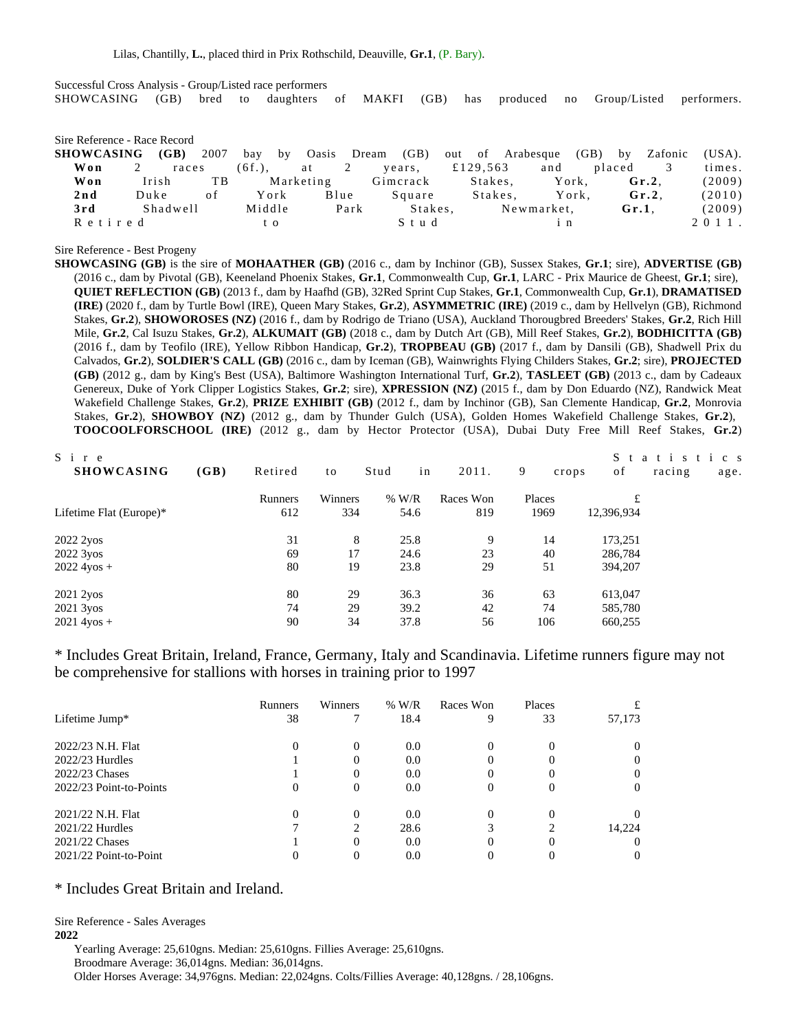Lilas, Chantilly, **L.**, placed third in Prix Rothschild, Deauville, **Gr.1**, (P. Bary).

Successful Cross Analysis - Group/Listed race performers
SHOWCASING (GB) bred to daughters of MAKFI (GB) has produced no Group/Listed performers.

Sire Reference - Race Record
**SHOWCASING (GB)** 2007 bay by Oasis Dream (GB) out of Arabesque (GB) by Zafonic (USA).
**Won** 2 races (6f.), at 2 years, £129,563 and placed 3 times.
**Won** Irish TB Marketing Gimcrack Stakes, York, **Gr.2**, (2009)
**2nd** Duke of York Blue Square Stakes, York, **Gr.2**, (2010)
**3rd** Shadwell Middle Park Stakes, Newmarket, **Gr.1**, (2009)
Retired to Stud in 2011.

Sire Reference - Best Progeny
**SHOWCASING (GB)** is the sire of **MOHAATHER (GB)** (2016 c., dam by Inchinor (GB), Sussex Stakes, **Gr.1**; sire), **ADVERTISE (GB)** (2016 c., dam by Pivotal (GB), Keeneland Phoenix Stakes, **Gr.1**, Commonwealth Cup, **Gr.1**, LARC - Prix Maurice de Gheest, **Gr.1**; sire), **QUIET REFLECTION (GB)** (2013 f., dam by Haafhd (GB), 32Red Sprint Cup Stakes, **Gr.1**, Commonwealth Cup, **Gr.1**), **DRAMATISED (IRE)** (2020 f., dam by Turtle Bowl (IRE), Queen Mary Stakes, **Gr.2**), **ASYMMETRIC (IRE)** (2019 c., dam by Hellvelyn (GB), Richmond Stakes, **Gr.2**), **SHOWOROSES (NZ)** (2016 f., dam by Rodrigo de Triano (USA), Auckland Thoroughbred Breeders' Stakes, **Gr.2**, Rich Hill Mile, **Gr.2**, Cal Isuzu Stakes, **Gr.2**), **ALKUMAIT (GB)** (2018 c., dam by Dutch Art (GB), Mill Reef Stakes, **Gr.2**), **BODHICITTA (GB)** (2016 f., dam by Teofilo (IRE), Yellow Ribbon Handicap, **Gr.2**), **TROPBEAU (GB)** (2017 f., dam by Dansili (GB), Shadwell Prix du Calvados, **Gr.2**), **SOLDIER'S CALL (GB)** (2016 c., dam by Iceman (GB), Wainwrights Flying Childers Stakes, **Gr.2**; sire), **PROJECTED (GB)** (2012 g., dam by King's Best (USA), Baltimore Washington International Turf, **Gr.2**), **TASLEET (GB)** (2013 c., dam by Cadeaux Genereux, Duke of York Clipper Logistics Stakes, **Gr.2**; sire), **XPRESSION (NZ)** (2015 f., dam by Don Eduardo (NZ), Randwick Meat Wakefield Challenge Stakes, **Gr.2**), **PRIZE EXHIBIT (GB)** (2012 f., dam by Inchinor (GB), San Clemente Handicap, **Gr.2**, Monrovia Stakes, **Gr.2**), **SHOWBOY (NZ)** (2012 g., dam by Thunder Gulch (USA), Golden Homes Wakefield Challenge Stakes, **Gr.2**), **TOOCOOLFORSCHOOL (IRE)** (2012 g., dam by Hector Protector (USA), Dubai Duty Free Mill Reef Stakes, **Gr.2**)

Sire Statistics
**SHOWCASING (GB)** Retired to Stud in 2011. 9 crops of racing age.

| | Runners | Winners | % W/R | Races Won | Places | £ |
|---|---|---|---|---|---|---|
| Lifetime Flat (Europe)* | 612 | 334 | 54.6 | 819 | 1969 | 12,396,934 |
| 2022 2yos | 31 | 8 | 25.8 | 9 | 14 | 173,251 |
| 2022 3yos | 69 | 17 | 24.6 | 23 | 40 | 286,784 |
| 2022 4yos + | 80 | 19 | 23.8 | 29 | 51 | 394,207 |
| 2021 2yos | 80 | 29 | 36.3 | 36 | 63 | 613,047 |
| 2021 3yos | 74 | 29 | 39.2 | 42 | 74 | 585,780 |
| 2021 4yos + | 90 | 34 | 37.8 | 56 | 106 | 660,255 |

\* Includes Great Britain, Ireland, France, Germany, Italy and Scandinavia. Lifetime runners figure may not be comprehensive for stallions with horses in training prior to 1997

| | Runners | Winners | % W/R | Races Won | Places | £ |
|---|---|---|---|---|---|---|
| Lifetime Jump* | 38 | 7 | 18.4 | 9 | 33 | 57,173 |
| 2022/23 N.H. Flat | 0 | 0 | 0.0 | 0 | 0 | 0 |
| 2022/23 Hurdles | 1 | 0 | 0.0 | 0 | 0 | 0 |
| 2022/23 Chases | 1 | 0 | 0.0 | 0 | 0 | 0 |
| 2022/23 Point-to-Points | 0 | 0 | 0.0 | 0 | 0 | 0 |
| 2021/22 N.H. Flat | 0 | 0 | 0.0 | 0 | 0 | 0 |
| 2021/22 Hurdles | 7 | 2 | 28.6 | 3 | 2 | 14,224 |
| 2021/22 Chases | 1 | 0 | 0.0 | 0 | 0 | 0 |
| 2021/22 Point-to-Point | 0 | 0 | 0.0 | 0 | 0 | 0 |

\* Includes Great Britain and Ireland.

Sire Reference - Sales Averages

**2022**

Yearling Average: 25,610gns. Median: 25,610gns. Fillies Average: 25,610gns.
Broodmare Average: 36,014gns. Median: 36,014gns.
Older Horses Average: 34,976gns. Median: 22,024gns. Colts/Fillies Average: 40,128gns. / 28,106gns.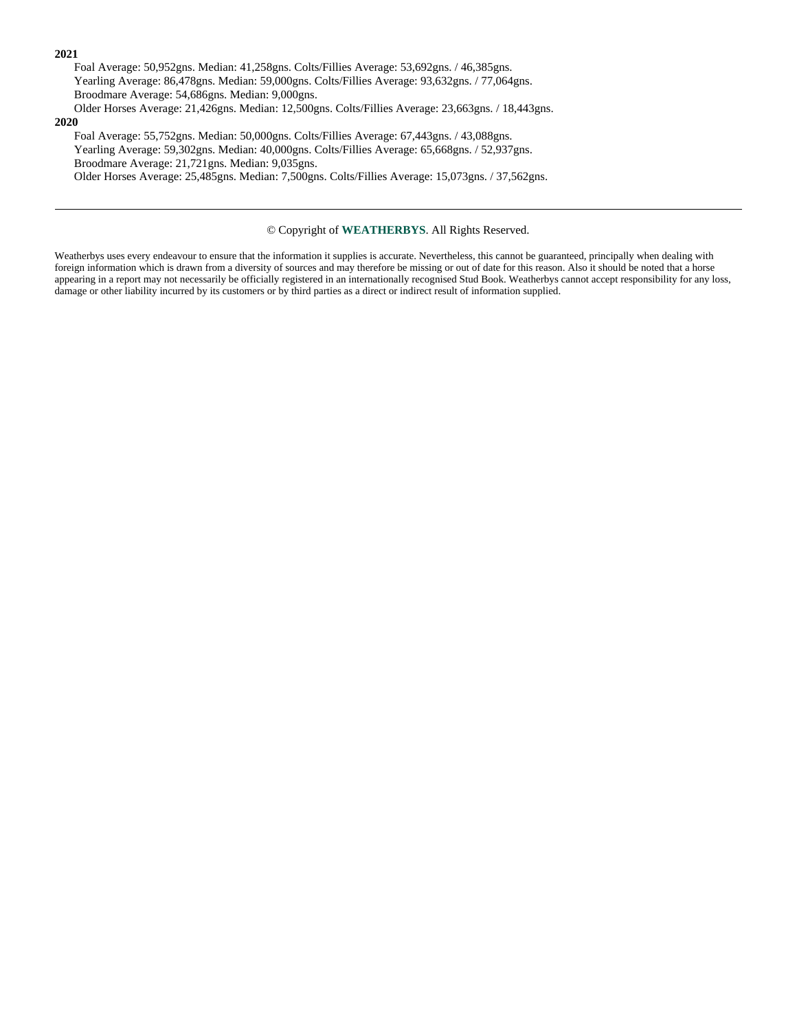**2021**

Foal Average: 50,952gns. Median: 41,258gns. Colts/Fillies Average: 53,692gns. / 46,385gns.
Yearling Average: 86,478gns. Median: 59,000gns. Colts/Fillies Average: 93,632gns. / 77,064gns.
Broodmare Average: 54,686gns. Median: 9,000gns.
Older Horses Average: 21,426gns. Median: 12,500gns. Colts/Fillies Average: 23,663gns. / 18,443gns.

**2020**

Foal Average: 55,752gns. Median: 50,000gns. Colts/Fillies Average: 67,443gns. / 43,088gns.
Yearling Average: 59,302gns. Median: 40,000gns. Colts/Fillies Average: 65,668gns. / 52,937gns.
Broodmare Average: 21,721gns. Median: 9,035gns.
Older Horses Average: 25,485gns. Median: 7,500gns. Colts/Fillies Average: 15,073gns. / 37,562gns.

---

© Copyright of **WEATHERBYS**. All Rights Reserved.

Weatherbys uses every endeavour to ensure that the information it supplies is accurate. Nevertheless, this cannot be guaranteed, principally when dealing with foreign information which is drawn from a diversity of sources and may therefore be missing or out of date for this reason. Also it should be noted that a horse appearing in a report may not necessarily be officially registered in an internationally recognised Stud Book. Weatherbys cannot accept responsibility for any loss, damage or other liability incurred by its customers or by third parties as a direct or indirect result of information supplied.